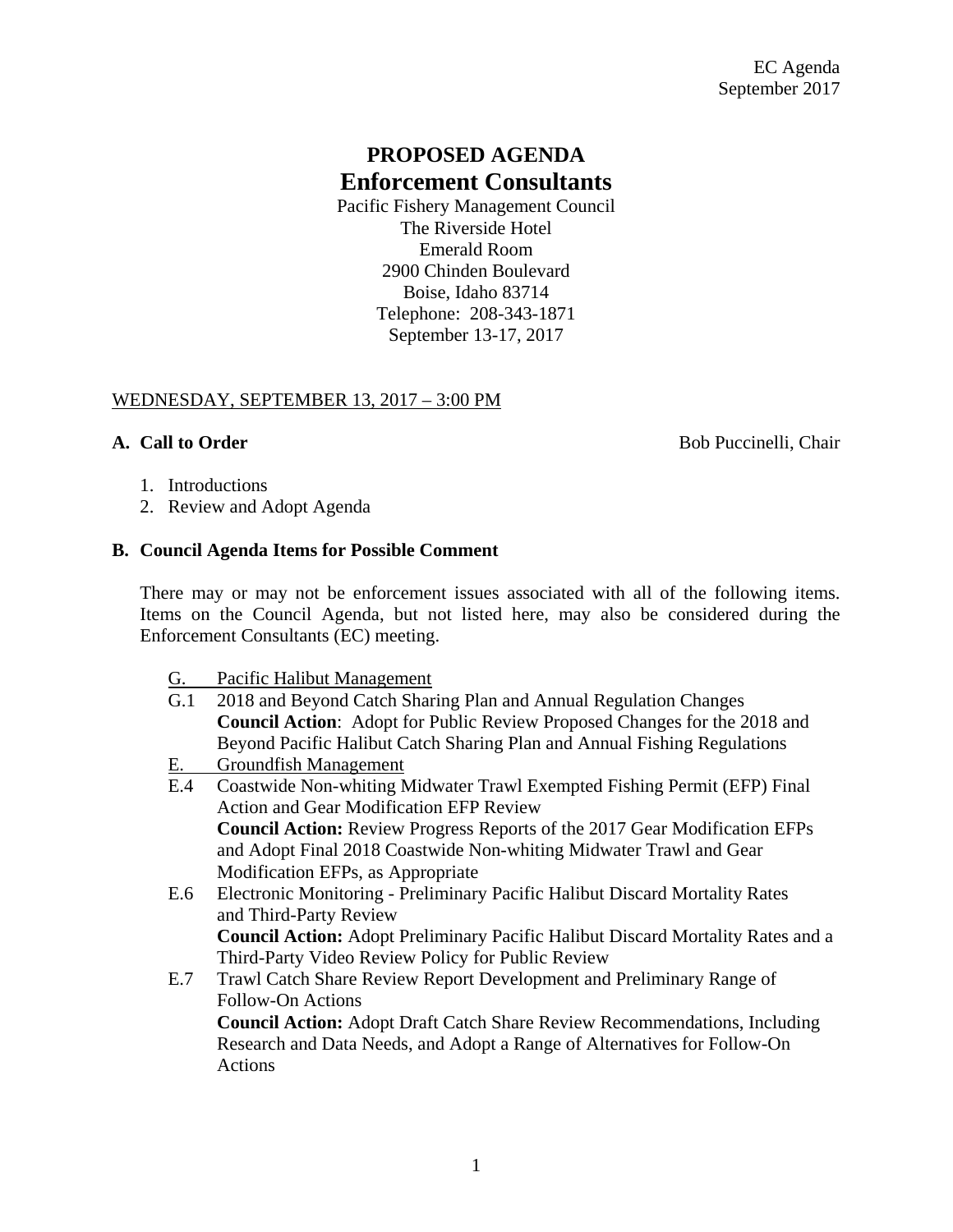# PROPOSED AGENDA

## Enforcement Consultants

Pacific Fishery Management Council
The Riverside Hotel
Emerald Room
2900 Chinden Boulevard
Boise, Idaho 83714
Telephone: 208-343-1871
September 13-17, 2017

WEDNESDAY, SEPTEMBER 13, 2017 – 3:00 PM

**A. Call to Order** Bob Puccinelli, Chair

1. Introductions
2. Review and Adopt Agenda

**B. Council Agenda Items for Possible Comment**

There may or may not be enforcement issues associated with all of the following items. Items on the Council Agenda, but not listed here, may also be considered during the Enforcement Consultants (EC) meeting.

G. Pacific Halibut Management

G.1 2018 and Beyond Catch Sharing Plan and Annual Regulation Changes
**Council Action**: Adopt for Public Review Proposed Changes for the 2018 and Beyond Pacific Halibut Catch Sharing Plan and Annual Fishing Regulations

E. Groundfish Management

E.4 Coastwide Non-whiting Midwater Trawl Exempted Fishing Permit (EFP) Final Action and Gear Modification EFP Review
**Council Action:** Review Progress Reports of the 2017 Gear Modification EFPs and Adopt Final 2018 Coastwide Non-whiting Midwater Trawl and Gear Modification EFPs, as Appropriate

E.6 Electronic Monitoring - Preliminary Pacific Halibut Discard Mortality Rates and Third-Party Review
**Council Action:** Adopt Preliminary Pacific Halibut Discard Mortality Rates and a Third-Party Video Review Policy for Public Review

E.7 Trawl Catch Share Review Report Development and Preliminary Range of Follow-On Actions
**Council Action:** Adopt Draft Catch Share Review Recommendations, Including Research and Data Needs, and Adopt a Range of Alternatives for Follow-On Actions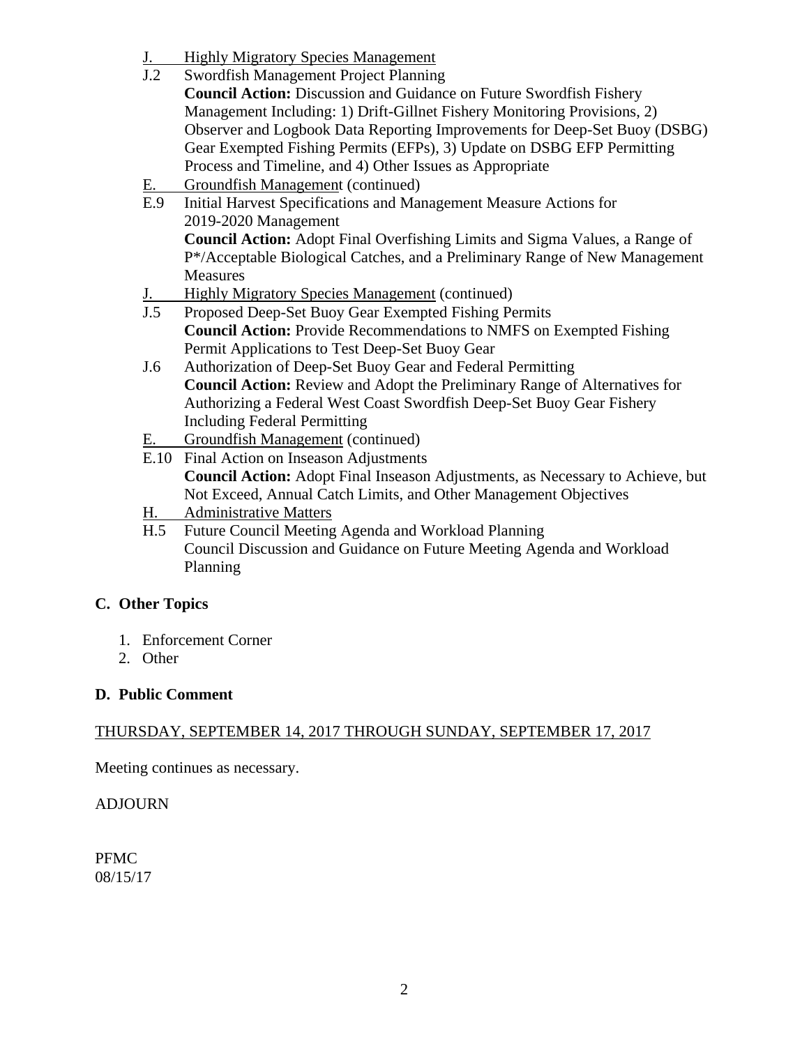J. Highly Migratory Species Management

J.2 Swordfish Management Project Planning
**Council Action:** Discussion and Guidance on Future Swordfish Fishery Management Including: 1) Drift-Gillnet Fishery Monitoring Provisions, 2) Observer and Logbook Data Reporting Improvements for Deep-Set Buoy (DSBG) Gear Exempted Fishing Permits (EFPs), 3) Update on DSBG EFP Permitting Process and Timeline, and 4) Other Issues as Appropriate

E. Groundfish Management (continued)

E.9 Initial Harvest Specifications and Management Measure Actions for 2019-2020 Management
**Council Action:** Adopt Final Overfishing Limits and Sigma Values, a Range of P*/Acceptable Biological Catches, and a Preliminary Range of New Management Measures

J. Highly Migratory Species Management (continued)

J.5 Proposed Deep-Set Buoy Gear Exempted Fishing Permits
**Council Action:** Provide Recommendations to NMFS on Exempted Fishing Permit Applications to Test Deep-Set Buoy Gear

J.6 Authorization of Deep-Set Buoy Gear and Federal Permitting
**Council Action:** Review and Adopt the Preliminary Range of Alternatives for Authorizing a Federal West Coast Swordfish Deep-Set Buoy Gear Fishery Including Federal Permitting

E. Groundfish Management (continued)

E.10 Final Action on Inseason Adjustments
**Council Action:** Adopt Final Inseason Adjustments, as Necessary to Achieve, but Not Exceed, Annual Catch Limits, and Other Management Objectives

H. Administrative Matters

H.5 Future Council Meeting Agenda and Workload Planning
Council Discussion and Guidance on Future Meeting Agenda and Workload Planning

**C. Other Topics**

1. Enforcement Corner
2. Other

**D. Public Comment**

THURSDAY, SEPTEMBER 14, 2017 THROUGH SUNDAY, SEPTEMBER 17, 2017

Meeting continues as necessary.

ADJOURN

PFMC
08/15/17